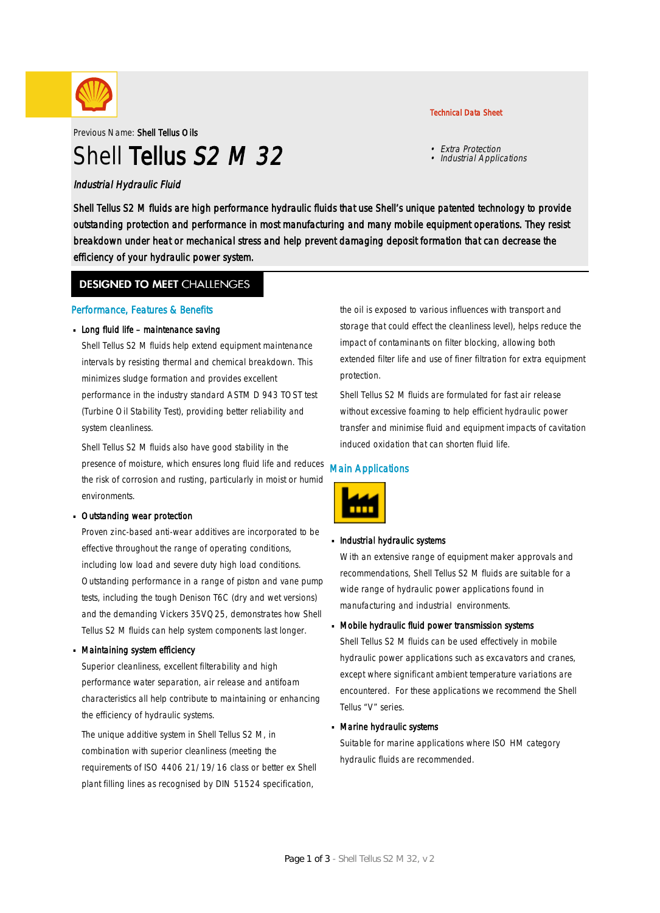Technical Data Sheet

Previous Name: **Shell Tellus Oils**

# Shell **Tellus** *S2 M 32*

- *Extra Protection*
- *Industrial Applications*

*Industrial Hydraulic Fluid*

Shell Tellus S2 M fluids are high performance hydraulic fluids that use Shell's unique patented technology to provide outstanding protection and performance in most manufacturing and many mobile equipment operations. They resist breakdown under heat or mechanical stress and help prevent damaging deposit formation that can decrease the efficiency of your hydraulic power system.

## DESIGNED TO MEET CHALLENGES

### Performance, Features & Benefits

- **Long fluid life – maintenance saving**

  Shell Tellus S2 M fluids help extend equipment maintenance intervals by resisting thermal and chemical breakdown. This minimizes sludge formation and provides excellent performance in the industry standard ASTM D 943 TOST test (Turbine Oil Stability Test), providing better reliability and system cleanliness.

  Shell Tellus S2 M fluids also have good stability in the presence of moisture, which ensures long fluid life and reduces the risk of corrosion and rusting, particularly in moist or humid environments.

- **Outstanding wear protection**

  Proven zinc-based anti-wear additives are incorporated to be effective throughout the range of operating conditions, including low load and severe duty high load conditions. Outstanding performance in a range of piston and vane pump tests, including the tough Denison T6C (dry and wet versions) and the demanding Vickers 35VQ25, demonstrates how Shell Tellus S2 M fluids can help system components last longer.

- **Maintaining system efficiency**

  Superior cleanliness, excellent filterability and high performance water separation, air release and antifoam characteristics all help contribute to maintaining or enhancing the efficiency of hydraulic systems.

  The unique additive system in Shell Tellus S2 M, in combination with superior cleanliness (meeting the requirements of ISO 4406 21/19/16 class or better ex Shell plant filling lines as recognised by DIN 51524 specification, the oil is exposed to various influences with transport and storage that could effect the cleanliness level), helps reduce the impact of contaminants on filter blocking, allowing both extended filter life and use of finer filtration for extra equipment protection.

  Shell Tellus S2 M fluids are formulated for fast air release without excessive foaming to help efficient hydraulic power transfer and minimise fluid and equipment impacts of cavitation induced oxidation that can shorten fluid life.

### Main Applications

- **Industrial hydraulic systems**

  With an extensive range of equipment maker approvals and recommendations, Shell Tellus S2 M fluids are suitable for a wide range of hydraulic power applications found in manufacturing and industrial environments.

- **Mobile hydraulic fluid power transmission systems**

  Shell Tellus S2 M fluids can be used effectively in mobile hydraulic power applications such as excavators and cranes, except where significant ambient temperature variations are encountered. For these applications we recommend the Shell Tellus "V" series.

- **Marine hydraulic systems**

  Suitable for marine applications where ISO HM category hydraulic fluids are recommended.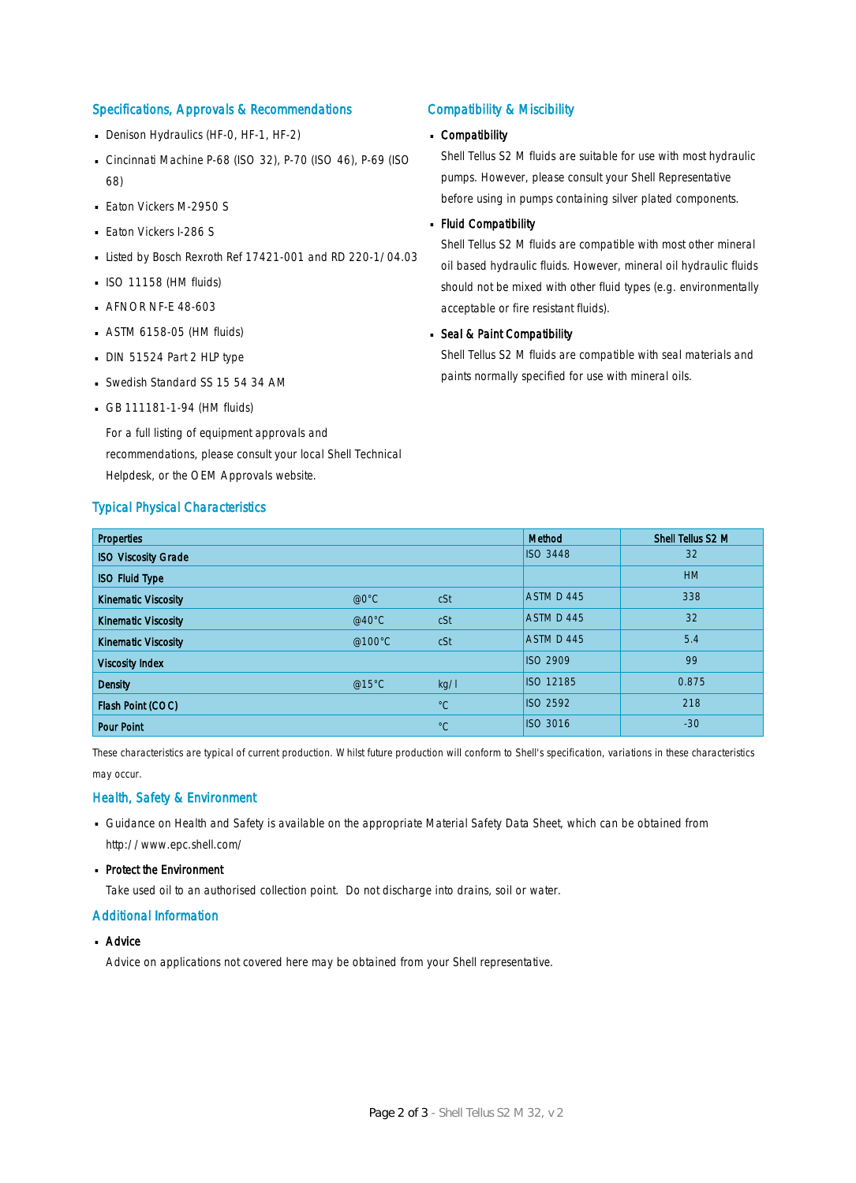## Specifications, Approvals & Recommendations

- Denison Hydraulics (HF-0, HF-1, HF-2)
- Cincinnati Machine P-68 (ISO 32), P-70 (ISO 46), P-69 (ISO 68)
- Eaton Vickers M-2950 S
- Eaton Vickers I-286 S
- Listed by Bosch Rexroth Ref 17421-001 and RD 220-1/04.03
- ISO 11158 (HM fluids)
- AFNOR NF-E 48-603
- ASTM 6158-05 (HM fluids)
- DIN 51524 Part 2 HLP type
- Swedish Standard SS 15 54 34 AM
- GB 111181-1-94 (HM fluids)

For a full listing of equipment approvals and recommendations, please consult your local Shell Technical Helpdesk, or the OEM Approvals website.

## Compatibility & Miscibility

- **Compatibility**

  Shell Tellus S2 M fluids are suitable for use with most hydraulic pumps. However, please consult your Shell Representative before using in pumps containing silver plated components.

- **Fluid Compatibility**

  Shell Tellus S2 M fluids are compatible with most other mineral oil based hydraulic fluids. However, mineral oil hydraulic fluids should not be mixed with other fluid types (e.g. environmentally acceptable or fire resistant fluids).

- **Seal & Paint Compatibility**

  Shell Tellus S2 M fluids are compatible with seal materials and paints normally specified for use with mineral oils.

## Typical Physical Characteristics

| Properties | | | Method | Shell Tellus S2 M |
|---|---|---|---|---|
| ISO Viscosity Grade | | | ISO 3448 | 32 |
| ISO Fluid Type | | | | HM |
| Kinematic Viscosity | @0°C | cSt | ASTM D 445 | 338 |
| Kinematic Viscosity | @40°C | cSt | ASTM D 445 | 32 |
| Kinematic Viscosity | @100°C | cSt | ASTM D 445 | 5.4 |
| Viscosity Index | | | ISO 2909 | 99 |
| Density | @15°C | kg/l | ISO 12185 | 0.875 |
| Flash Point (COC) | | °C | ISO 2592 | 218 |
| Pour Point | | °C | ISO 3016 | -30 |

These characteristics are typical of current production. Whilst future production will conform to Shell's specification, variations in these characteristics may occur.

## Health, Safety & Environment

- Guidance on Health and Safety is available on the appropriate Material Safety Data Sheet, which can be obtained from http://www.epc.shell.com/
- **Protect the Environment**

  Take used oil to an authorised collection point. Do not discharge into drains, soil or water.

## Additional Information

- **Advice**

  Advice on applications not covered here may be obtained from your Shell representative.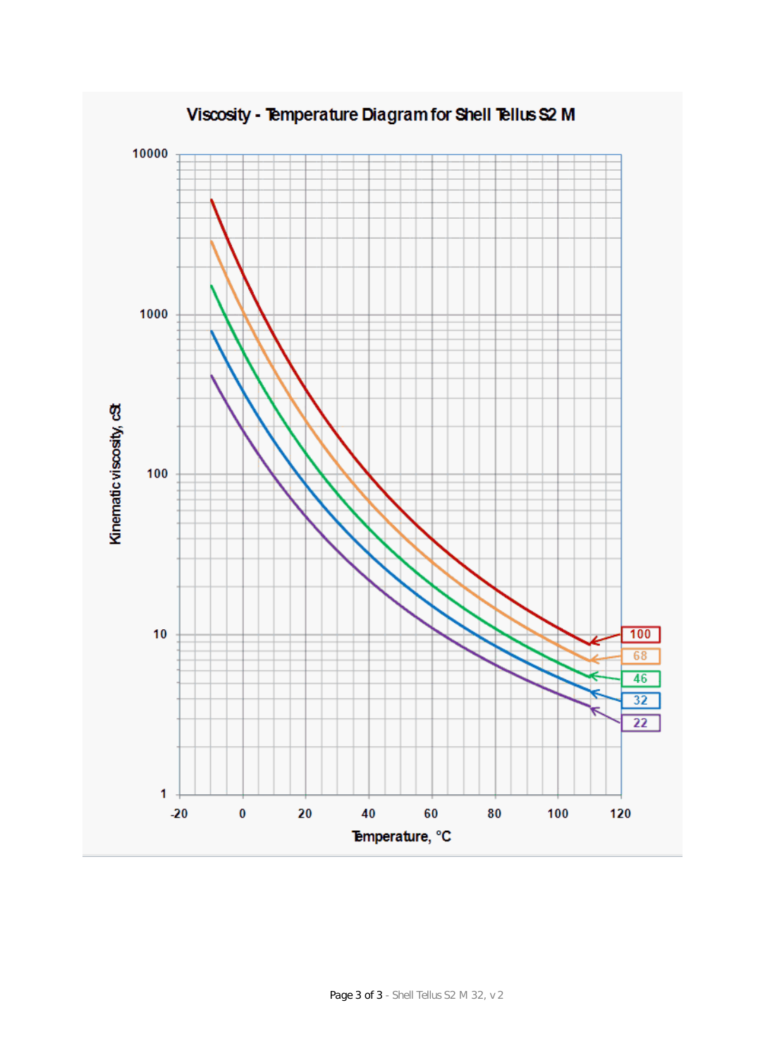Viscosity - Temperature Diagram for Shell Tellus S2 M

Kinematic viscosity, cSt

10000

1000

100

10

1

-20

0

20

40

60

80

100

120

Temperature, °C

100

68

46

32

22